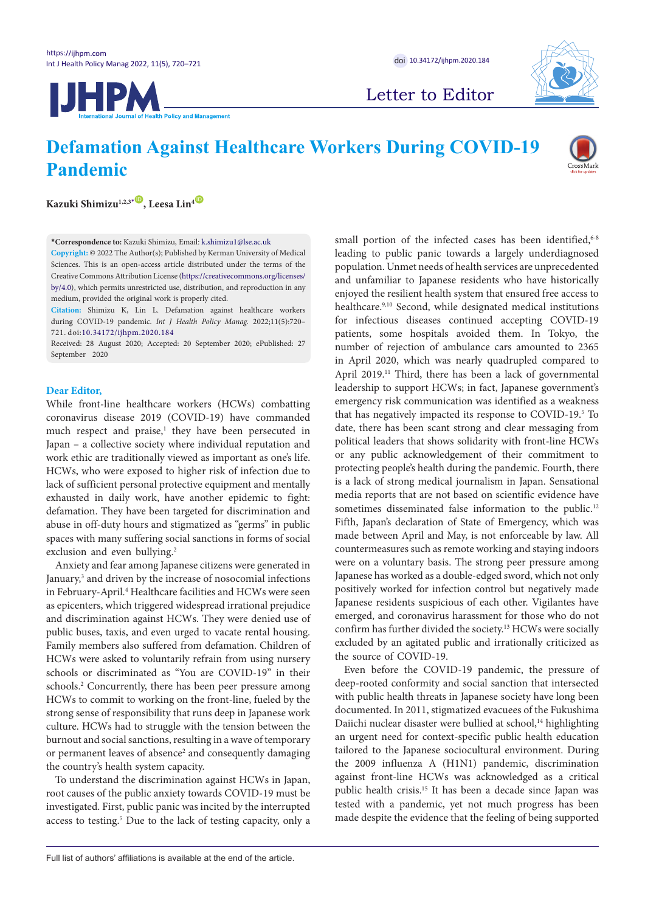Letter to Editor

# Defamation Against Healthcare Workers During COVID-19 Pandemic

**Kazuki Shimizu**[1,2,3*], **Leesa Lin**[4]

**\*Correspondence to:** Kazuki Shimizu, Email: k.shimizu1@lse.ac.uk

**Copyright:** © 2022 The Author(s); Published by Kerman University of Medical Sciences. This is an open-access article distributed under the terms of the Creative Commons Attribution License (https://creativecommons.org/licenses/by/4.0), which permits unrestricted use, distribution, and reproduction in any medium, provided the original work is properly cited.

**Citation:** Shimizu K, Lin L. Defamation against healthcare workers during COVID-19 pandemic. *Int J Health Policy Manag.* 2022;11(5):720–721. doi:10.34172/ijhpm.2020.184

Received: 28 August 2020; Accepted: 20 September 2020; ePublished: 27 September 2020

**Dear Editor,**

While front-line healthcare workers (HCWs) combatting coronavirus disease 2019 (COVID-19) have commanded much respect and praise,[1] they have been persecuted in Japan – a collective society where individual reputation and work ethic are traditionally viewed as important as one's life. HCWs, who were exposed to higher risk of infection due to lack of sufficient personal protective equipment and mentally exhausted in daily work, have another epidemic to fight: defamation. They have been targeted for discrimination and abuse in off-duty hours and stigmatized as "germs" in public spaces with many suffering social sanctions in forms of social exclusion and even bullying.[2]

Anxiety and fear among Japanese citizens were generated in January,[3] and driven by the increase of nosocomial infections in February-April.[4] Healthcare facilities and HCWs were seen as epicenters, which triggered widespread irrational prejudice and discrimination against HCWs. They were denied use of public buses, taxis, and even urged to vacate rental housing. Family members also suffered from defamation. Children of HCWs were asked to voluntarily refrain from using nursery schools or discriminated as "You are COVID-19" in their schools.[2] Concurrently, there has been peer pressure among HCWs to commit to working on the front-line, fueled by the strong sense of responsibility that runs deep in Japanese work culture. HCWs had to struggle with the tension between the burnout and social sanctions, resulting in a wave of temporary or permanent leaves of absence[2] and consequently damaging the country's health system capacity.

To understand the discrimination against HCWs in Japan, root causes of the public anxiety towards COVID-19 must be investigated. First, public panic was incited by the interrupted access to testing.[5] Due to the lack of testing capacity, only a small portion of the infected cases has been identified,[6-8] leading to public panic towards a largely underdiagnosed population. Unmet needs of health services are unprecedented and unfamiliar to Japanese residents who have historically enjoyed the resilient health system that ensured free access to healthcare.[9,10] Second, while designated medical institutions for infectious diseases continued accepting COVID-19 patients, some hospitals avoided them. In Tokyo, the number of rejection of ambulance cars amounted to 2365 in April 2020, which was nearly quadrupled compared to April 2019.[11] Third, there has been a lack of governmental leadership to support HCWs; in fact, Japanese government's emergency risk communication was identified as a weakness that has negatively impacted its response to COVID-19.[5] To date, there has been scant strong and clear messaging from political leaders that shows solidarity with front-line HCWs or any public acknowledgement of their commitment to protecting people's health during the pandemic. Fourth, there is a lack of strong medical journalism in Japan. Sensational media reports that are not based on scientific evidence have sometimes disseminated false information to the public.[12] Fifth, Japan's declaration of State of Emergency, which was made between April and May, is not enforceable by law. All countermeasures such as remote working and staying indoors were on a voluntary basis. The strong peer pressure among Japanese has worked as a double-edged sword, which not only positively worked for infection control but negatively made Japanese residents suspicious of each other. Vigilantes have emerged, and coronavirus harassment for those who do not confirm has further divided the society.[13] HCWs were socially excluded by an agitated public and irrationally criticized as the source of COVID-19.

Even before the COVID-19 pandemic, the pressure of deep-rooted conformity and social sanction that intersected with public health threats in Japanese society have long been documented. In 2011, stigmatized evacuees of the Fukushima Daiichi nuclear disaster were bullied at school,[14] highlighting an urgent need for context-specific public health education tailored to the Japanese sociocultural environment. During the 2009 influenza A (H1N1) pandemic, discrimination against front-line HCWs was acknowledged as a critical public health crisis.[15] It has been a decade since Japan was tested with a pandemic, yet not much progress has been made despite the evidence that the feeling of being supported

Full list of authors' affiliations is available at the end of the article.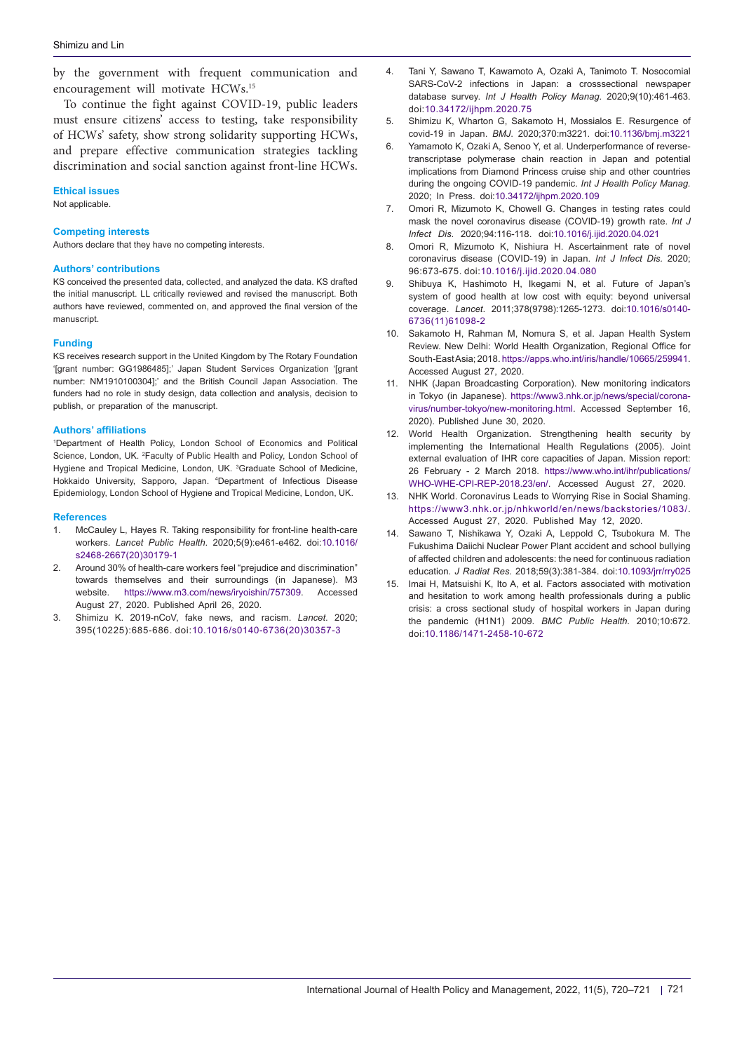by the government with frequent communication and encouragement will motivate HCWs.[15]

To continue the fight against COVID-19, public leaders must ensure citizens' access to testing, take responsibility of HCWs' safety, show strong solidarity supporting HCWs, and prepare effective communication strategies tackling discrimination and social sanction against front-line HCWs.

## Ethical issues

Not applicable.

## Competing interests

Authors declare that they have no competing interests.

## Authors' contributions

KS conceived the presented data, collected, and analyzed the data. KS drafted the initial manuscript. LL critically reviewed and revised the manuscript. Both authors have reviewed, commented on, and approved the final version of the manuscript.

## Funding

KS receives research support in the United Kingdom by The Rotary Foundation '[grant number: GG1986485];' Japan Student Services Organization '[grant number: NM1910100304];' and the British Council Japan Association. The funders had no role in study design, data collection and analysis, decision to publish, or preparation of the manuscript.

## Authors' affiliations

[1]Department of Health Policy, London School of Economics and Political Science, London, UK. [2]Faculty of Public Health and Policy, London School of Hygiene and Tropical Medicine, London, UK. [3]Graduate School of Medicine, Hokkaido University, Sapporo, Japan. [4]Department of Infectious Disease Epidemiology, London School of Hygiene and Tropical Medicine, London, UK.

## References

1. McCauley L, Hayes R. Taking responsibility for front-line health-care workers. *Lancet Public Health*. 2020;5(9):e461-e462. doi:10.1016/s2468-2667(20)30179-1
2. Around 30% of health-care workers feel "prejudice and discrimination" towards themselves and their surroundings (in Japanese). M3 website. https://www.m3.com/news/iryoishin/757309. Accessed August 27, 2020. Published April 26, 2020.
3. Shimizu K. 2019-nCoV, fake news, and racism. *Lancet*. 2020; 395(10225):685-686. doi:10.1016/s0140-6736(20)30357-3
4. Tani Y, Sawano T, Kawamoto A, Ozaki A, Tanimoto T. Nosocomial SARS-CoV-2 infections in Japan: a crosssectional newspaper database survey. *Int J Health Policy Manag*. 2020;9(10):461-463. doi:10.34172/ijhpm.2020.75
5. Shimizu K, Wharton G, Sakamoto H, Mossialos E. Resurgence of covid-19 in Japan. *BMJ*. 2020;370:m3221. doi:10.1136/bmj.m3221
6. Yamamoto K, Ozaki A, Senoo Y, et al. Underperformance of reverse-transcriptase polymerase chain reaction in Japan and potential implications from Diamond Princess cruise ship and other countries during the ongoing COVID-19 pandemic. *Int J Health Policy Manag.* 2020; In Press. doi:10.34172/ijhpm.2020.109
7. Omori R, Mizumoto K, Chowell G. Changes in testing rates could mask the novel coronavirus disease (COVID-19) growth rate. *Int J Infect Dis*. 2020;94:116-118. doi:10.1016/j.ijid.2020.04.021
8. Omori R, Mizumoto K, Nishiura H. Ascertainment rate of novel coronavirus disease (COVID-19) in Japan. *Int J Infect Dis*. 2020; 96:673-675. doi:10.1016/j.ijid.2020.04.080
9. Shibuya K, Hashimoto H, Ikegami N, et al. Future of Japan's system of good health at low cost with equity: beyond universal coverage. *Lancet*. 2011;378(9798):1265-1273. doi:10.1016/s0140-6736(11)61098-2
10. Sakamoto H, Rahman M, Nomura S, et al. Japan Health System Review. New Delhi: World Health Organization, Regional Office for South-East Asia; 2018. https://apps.who.int/iris/handle/10665/259941. Accessed August 27, 2020.
11. NHK (Japan Broadcasting Corporation). New monitoring indicators in Tokyo (in Japanese). https://www3.nhk.or.jp/news/special/coronavirus/number-tokyo/new-monitoring.html. Accessed September 16, 2020). Published June 30, 2020.
12. World Health Organization. Strengthening health security by implementing the International Health Regulations (2005). Joint external evaluation of IHR core capacities of Japan. Mission report: 26 February - 2 March 2018. https://www.who.int/ihr/publications/WHO-WHE-CPI-REP-2018.23/en/. Accessed August 27, 2020.
13. NHK World. Coronavirus Leads to Worrying Rise in Social Shaming. https://www3.nhk.or.jp/nhkworld/en/news/backstories/1083/. Accessed August 27, 2020. Published May 12, 2020.
14. Sawano T, Nishikawa Y, Ozaki A, Leppold C, Tsubokura M. The Fukushima Daiichi Nuclear Power Plant accident and school bullying of affected children and adolescents: the need for continuous radiation education. *J Radiat Res*. 2018;59(3):381-384. doi:10.1093/jrr/rry025
15. Imai H, Matsuishi K, Ito A, et al. Factors associated with motivation and hesitation to work among health professionals during a public crisis: a cross sectional study of hospital workers in Japan during the pandemic (H1N1) 2009. *BMC Public Health*. 2010;10:672. doi:10.1186/1471-2458-10-672